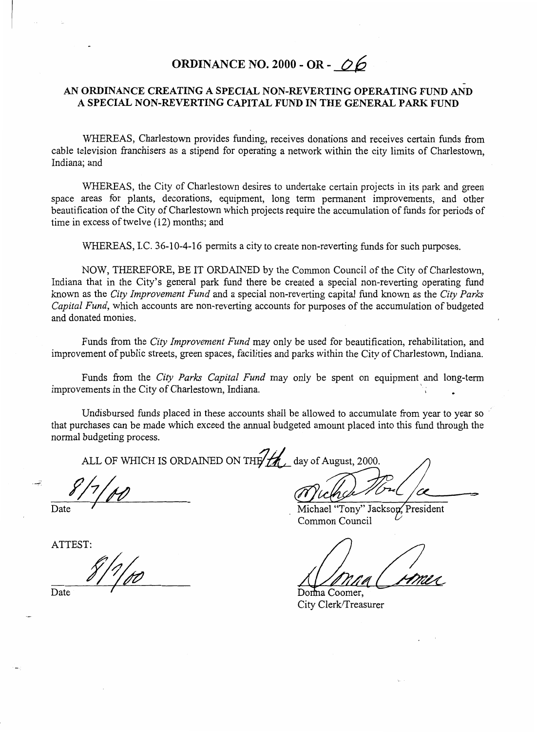# ORDINANCE NO. 2000 - OR - 06

## AN ORDINANCE CREATING A SPECIAL NON-REVERTING OPERATING FUND AND A SPECIAL NON-REVERTING CAPITAL FUND IN THE GENERAL PARK FUND

WHEREAS, Charlestown provides funding, receives donations and receives certain funds from cable television franchisers as a stipend for operating a network within the city limits of Charlestown, Indiana; and

WHEREAS, the City of Charlestown desires to undertake certain projects in its park and green space areas for plants, decorations, equipment, long term permanent improvements, and other beautification of the City of Charlestown which projects require the accumulation of funds for periods of time in excess of twelve (12) months; and

WHEREAS, I.C. 36-10-4-16 permits a city to create non-reverting funds for such purposes.

NOW, THEREFORE, BE IT ORDAINED by the Common Council of the City of Charlestown, Indiana that in the City's general park fund there be created a special non-reverting operating fund known as the *City Improvement Fund* and a special non-reverting capital fund known as the *City Parks Capital Fund*, which accounts are non-reverting accounts for purposes of the accumulation of budgeted and donated monies.

Funds from the *City Improvement Fund* may only be used for beautification, rehabilitation, and improvement of public streets, green spaces, facilities and parks within the City of Charlestown, Indiana.

Funds from the *City Parks Capital Fund* may only be spent on equipment and long-term improvements in the City of Charlestown, Indiana.

Undisbursed funds placed in these accounts shall be allowed to accumulate from year to year so that purchases can be made which exceed the annual budgeted amount placed into this fund through the normal budgeting process.

ALL OF WHICH IS ORDAINED ON THE 7th day of August, 2000.

8/7/00
Date

Michael "Tony" Jackson, President
Common Council

ATTEST:

8/7/00
Date

Donna Coomer,
City Clerk/Treasurer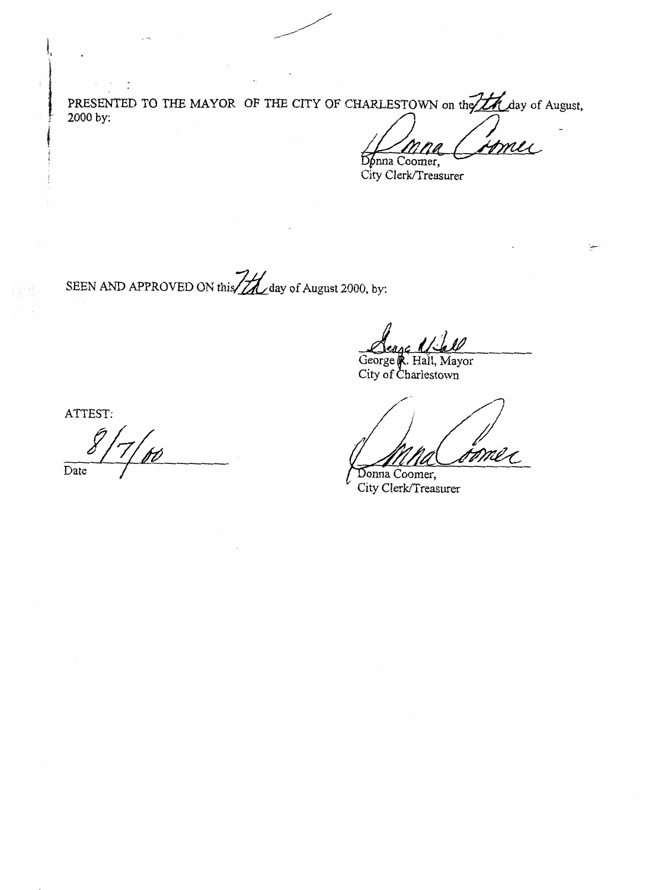PRESENTED TO THE MAYOR OF THE CITY OF CHARLESTOWN on the 7th day of August, 2000 by:

Donna Coomer,
City Clerk/Treasurer

SEEN AND APPROVED ON this 7th day of August 2000, by:

George R. Hall, Mayor
City of Charlestown

ATTEST:

8/7/00
Date

Donna Coomer,
City Clerk/Treasurer